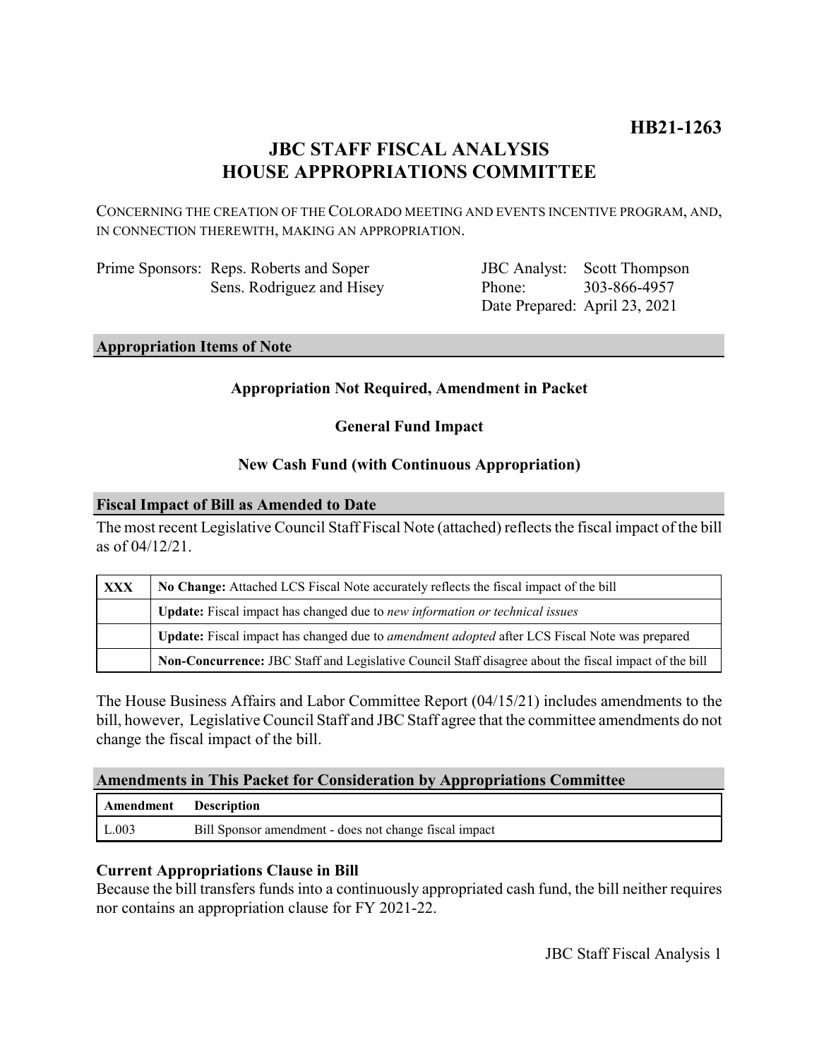**HB21-1263**

# JBC STAFF FISCAL ANALYSIS
# HOUSE APPROPRIATIONS COMMITTEE

CONCERNING THE CREATION OF THE COLORADO MEETING AND EVENTS INCENTIVE PROGRAM, AND, IN CONNECTION THEREWITH, MAKING AN APPROPRIATION.

| | | | |
|---|---|---|---|
| Prime Sponsors: | Reps. Roberts and Soper<br>Sens. Rodriguez and Hisey | JBC Analyst:<br>Phone:<br>Date Prepared: | Scott Thompson<br>303-866-4957<br>April 23, 2021 |

## Appropriation Items of Note

**Appropriation Not Required, Amendment in Packet**

**General Fund Impact**

**New Cash Fund (with Continuous Appropriation)**

## Fiscal Impact of Bill as Amended to Date

The most recent Legislative Council Staff Fiscal Note (attached) reflects the fiscal impact of the bill as of 04/12/21.

| | |
|---|---|
| **XXX** | **No Change:** Attached LCS Fiscal Note accurately reflects the fiscal impact of the bill |
| | **Update:** Fiscal impact has changed due to *new information or technical issues* |
| | **Update:** Fiscal impact has changed due to *amendment adopted* after LCS Fiscal Note was prepared |
| | **Non-Concurrence:** JBC Staff and Legislative Council Staff disagree about the fiscal impact of the bill |

The House Business Affairs and Labor Committee Report (04/15/21) includes amendments to the bill, however, Legislative Council Staff and JBC Staff agree that the committee amendments do not change the fiscal impact of the bill.

## Amendments in This Packet for Consideration by Appropriations Committee

| Amendment | Description |
|---|---|
| L.003 | Bill Sponsor amendment - does not change fiscal impact |

### Current Appropriations Clause in Bill

Because the bill transfers funds into a continuously appropriated cash fund, the bill neither requires nor contains an appropriation clause for FY 2021-22.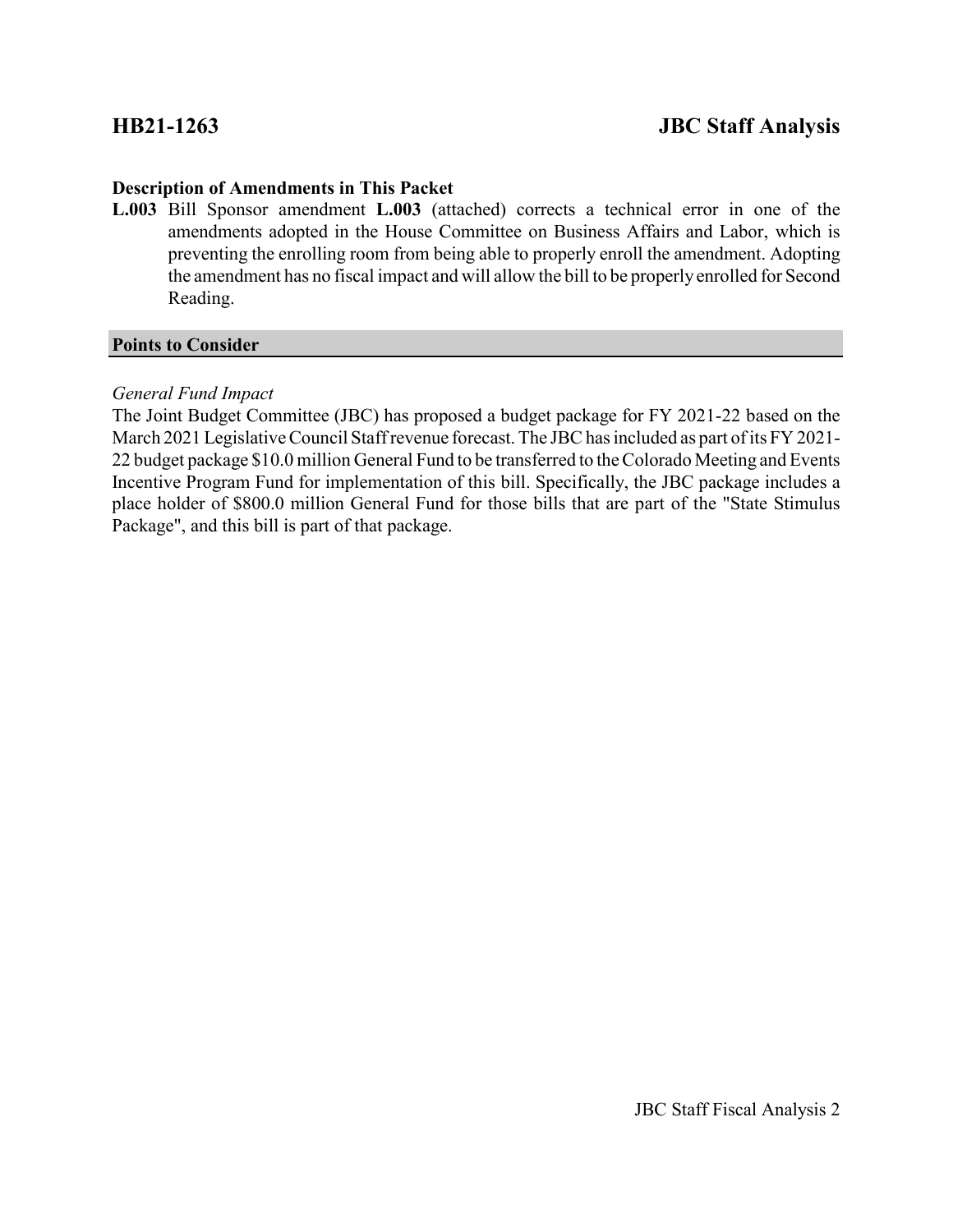**Description of Amendments in This Packet**

**L.003** Bill Sponsor amendment **L.003** (attached) corrects a technical error in one of the amendments adopted in the House Committee on Business Affairs and Labor, which is preventing the enrolling room from being able to properly enroll the amendment. Adopting the amendment has no fiscal impact and will allow the bill to be properly enrolled for Second Reading.

## Points to Consider

*General Fund Impact*

The Joint Budget Committee (JBC) has proposed a budget package for FY 2021-22 based on the March 2021 Legislative Council Staff revenue forecast. The JBC has included as part of its FY 2021-22 budget package $10.0 million General Fund to be transferred to the Colorado Meeting and Events Incentive Program Fund for implementation of this bill. Specifically, the JBC package includes a place holder of $800.0 million General Fund for those bills that are part of the "State Stimulus Package", and this bill is part of that package.